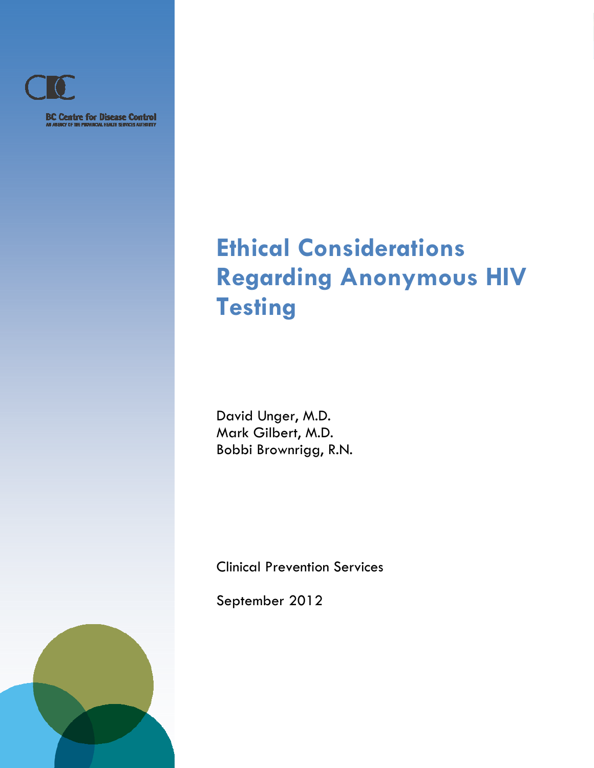BC Centre for Disease Control

AN AGENCY OF THE PROVINCIAL HEALTH SERVICES AUTHORITY

# Ethical Considerations Regarding Anonymous HIV Testing

David Unger, M.D.
Mark Gilbert, M.D.
Bobbi Brownrigg, R.N.

Clinical Prevention Services

September 2012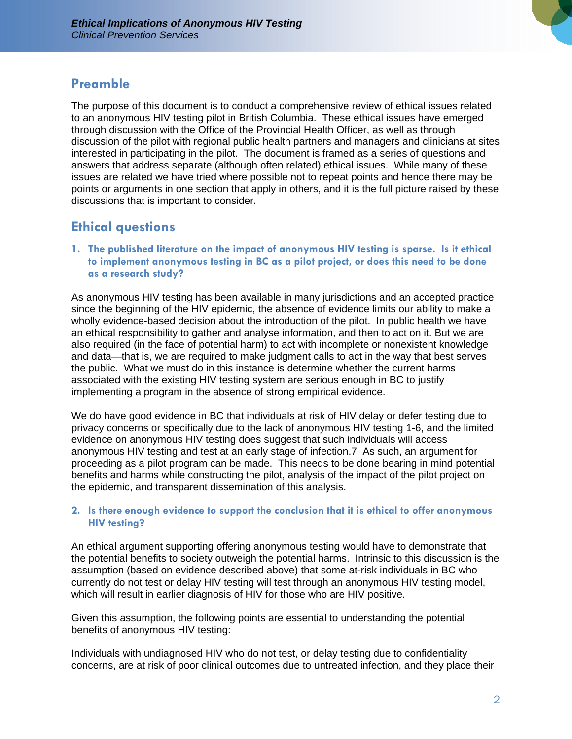## Preamble

The purpose of this document is to conduct a comprehensive review of ethical issues related to an anonymous HIV testing pilot in British Columbia. These ethical issues have emerged through discussion with the Office of the Provincial Health Officer, as well as through discussion of the pilot with regional public health partners and managers and clinicians at sites interested in participating in the pilot. The document is framed as a series of questions and answers that address separate (although often related) ethical issues. While many of these issues are related we have tried where possible not to repeat points and hence there may be points or arguments in one section that apply in others, and it is the full picture raised by these discussions that is important to consider.

## Ethical questions

### 1. The published literature on the impact of anonymous HIV testing is sparse. Is it ethical to implement anonymous testing in BC as a pilot project, or does this need to be done as a research study?

As anonymous HIV testing has been available in many jurisdictions and an accepted practice since the beginning of the HIV epidemic, the absence of evidence limits our ability to make a wholly evidence-based decision about the introduction of the pilot. In public health we have an ethical responsibility to gather and analyse information, and then to act on it. But we are also required (in the face of potential harm) to act with incomplete or nonexistent knowledge and data—that is, we are required to make judgment calls to act in the way that best serves the public. What we must do in this instance is determine whether the current harms associated with the existing HIV testing system are serious enough in BC to justify implementing a program in the absence of strong empirical evidence.

We do have good evidence in BC that individuals at risk of HIV delay or defer testing due to privacy concerns or specifically due to the lack of anonymous HIV testing 1-6, and the limited evidence on anonymous HIV testing does suggest that such individuals will access anonymous HIV testing and test at an early stage of infection.7 As such, an argument for proceeding as a pilot program can be made. This needs to be done bearing in mind potential benefits and harms while constructing the pilot, analysis of the impact of the pilot project on the epidemic, and transparent dissemination of this analysis.

### 2. Is there enough evidence to support the conclusion that it is ethical to offer anonymous HIV testing?

An ethical argument supporting offering anonymous testing would have to demonstrate that the potential benefits to society outweigh the potential harms. Intrinsic to this discussion is the assumption (based on evidence described above) that some at-risk individuals in BC who currently do not test or delay HIV testing will test through an anonymous HIV testing model, which will result in earlier diagnosis of HIV for those who are HIV positive.

Given this assumption, the following points are essential to understanding the potential benefits of anonymous HIV testing:

Individuals with undiagnosed HIV who do not test, or delay testing due to confidentiality concerns, are at risk of poor clinical outcomes due to untreated infection, and they place their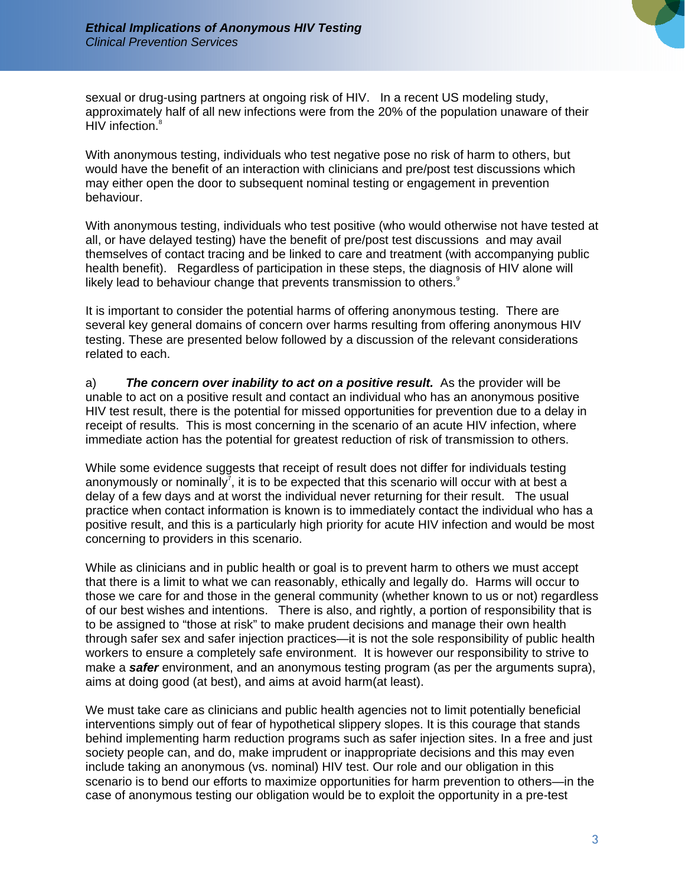sexual or drug-using partners at ongoing risk of HIV. In a recent US modeling study, approximately half of all new infections were from the 20% of the population unaware of their HIV infection.[8]

With anonymous testing, individuals who test negative pose no risk of harm to others, but would have the benefit of an interaction with clinicians and pre/post test discussions which may either open the door to subsequent nominal testing or engagement in prevention behaviour.

With anonymous testing, individuals who test positive (who would otherwise not have tested at all, or have delayed testing) have the benefit of pre/post test discussions and may avail themselves of contact tracing and be linked to care and treatment (with accompanying public health benefit). Regardless of participation in these steps, the diagnosis of HIV alone will likely lead to behaviour change that prevents transmission to others.[9]

It is important to consider the potential harms of offering anonymous testing. There are several key general domains of concern over harms resulting from offering anonymous HIV testing. These are presented below followed by a discussion of the relevant considerations related to each.

a) ***The concern over inability to act on a positive result.*** As the provider will be unable to act on a positive result and contact an individual who has an anonymous positive HIV test result, there is the potential for missed opportunities for prevention due to a delay in receipt of results. This is most concerning in the scenario of an acute HIV infection, where immediate action has the potential for greatest reduction of risk of transmission to others.

While some evidence suggests that receipt of result does not differ for individuals testing anonymously or nominally[7], it is to be expected that this scenario will occur with at best a delay of a few days and at worst the individual never returning for their result. The usual practice when contact information is known is to immediately contact the individual who has a positive result, and this is a particularly high priority for acute HIV infection and would be most concerning to providers in this scenario.

While as clinicians and in public health or goal is to prevent harm to others we must accept that there is a limit to what we can reasonably, ethically and legally do. Harms will occur to those we care for and those in the general community (whether known to us or not) regardless of our best wishes and intentions. There is also, and rightly, a portion of responsibility that is to be assigned to "those at risk" to make prudent decisions and manage their own health through safer sex and safer injection practices—it is not the sole responsibility of public health workers to ensure a completely safe environment. It is however our responsibility to strive to make a ***safer*** environment, and an anonymous testing program (as per the arguments supra), aims at doing good (at best), and aims at avoid harm(at least).

We must take care as clinicians and public health agencies not to limit potentially beneficial interventions simply out of fear of hypothetical slippery slopes. It is this courage that stands behind implementing harm reduction programs such as safer injection sites. In a free and just society people can, and do, make imprudent or inappropriate decisions and this may even include taking an anonymous (vs. nominal) HIV test. Our role and our obligation in this scenario is to bend our efforts to maximize opportunities for harm prevention to others—in the case of anonymous testing our obligation would be to exploit the opportunity in a pre-test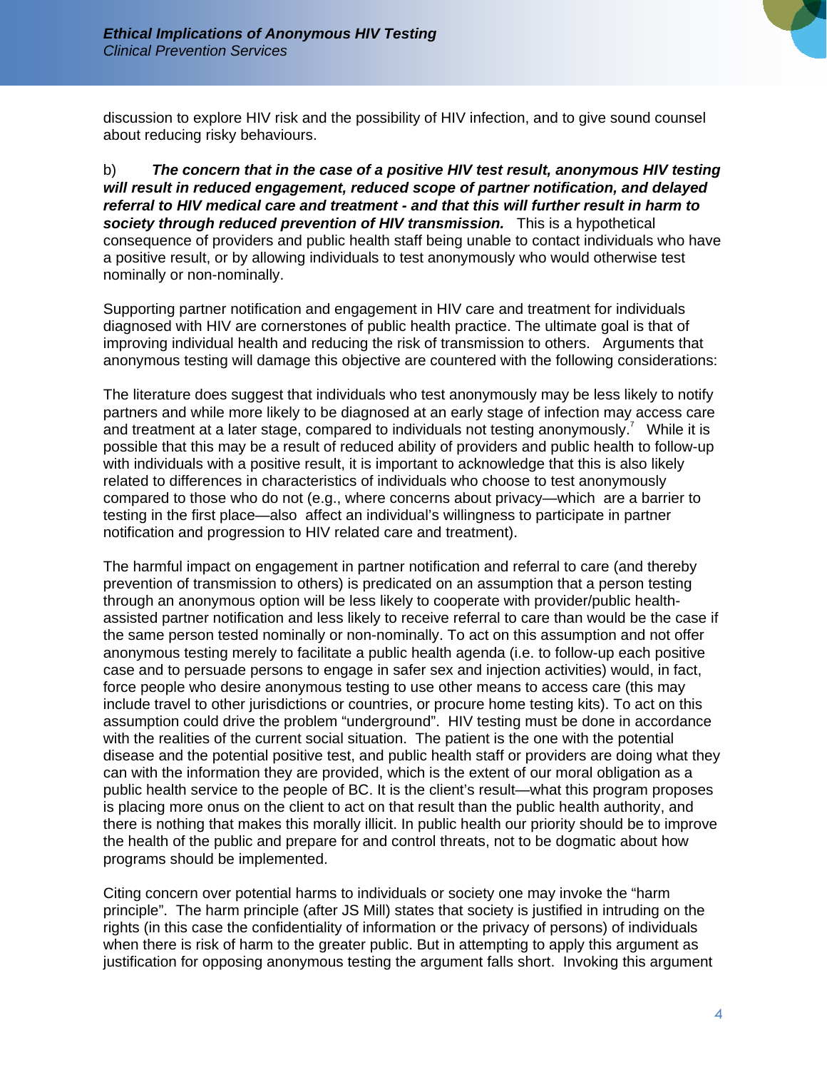discussion to explore HIV risk and the possibility of HIV infection, and to give sound counsel about reducing risky behaviours.

b) ***The concern that in the case of a positive HIV test result, anonymous HIV testing will result in reduced engagement, reduced scope of partner notification, and delayed referral to HIV medical care and treatment - and that this will further result in harm to society through reduced prevention of HIV transmission.*** This is a hypothetical consequence of providers and public health staff being unable to contact individuals who have a positive result, or by allowing individuals to test anonymously who would otherwise test nominally or non-nominally.

Supporting partner notification and engagement in HIV care and treatment for individuals diagnosed with HIV are cornerstones of public health practice. The ultimate goal is that of improving individual health and reducing the risk of transmission to others. Arguments that anonymous testing will damage this objective are countered with the following considerations:

The literature does suggest that individuals who test anonymously may be less likely to notify partners and while more likely to be diagnosed at an early stage of infection may access care and treatment at a later stage, compared to individuals not testing anonymously.[7] While it is possible that this may be a result of reduced ability of providers and public health to follow-up with individuals with a positive result, it is important to acknowledge that this is also likely related to differences in characteristics of individuals who choose to test anonymously compared to those who do not (e.g., where concerns about privacy—which are a barrier to testing in the first place—also affect an individual's willingness to participate in partner notification and progression to HIV related care and treatment).

The harmful impact on engagement in partner notification and referral to care (and thereby prevention of transmission to others) is predicated on an assumption that a person testing through an anonymous option will be less likely to cooperate with provider/public health-assisted partner notification and less likely to receive referral to care than would be the case if the same person tested nominally or non-nominally. To act on this assumption and not offer anonymous testing merely to facilitate a public health agenda (i.e. to follow-up each positive case and to persuade persons to engage in safer sex and injection activities) would, in fact, force people who desire anonymous testing to use other means to access care (this may include travel to other jurisdictions or countries, or procure home testing kits). To act on this assumption could drive the problem "underground". HIV testing must be done in accordance with the realities of the current social situation. The patient is the one with the potential disease and the potential positive test, and public health staff or providers are doing what they can with the information they are provided, which is the extent of our moral obligation as a public health service to the people of BC. It is the client's result—what this program proposes is placing more onus on the client to act on that result than the public health authority, and there is nothing that makes this morally illicit. In public health our priority should be to improve the health of the public and prepare for and control threats, not to be dogmatic about how programs should be implemented.

Citing concern over potential harms to individuals or society one may invoke the "harm principle". The harm principle (after JS Mill) states that society is justified in intruding on the rights (in this case the confidentiality of information or the privacy of persons) of individuals when there is risk of harm to the greater public. But in attempting to apply this argument as justification for opposing anonymous testing the argument falls short. Invoking this argument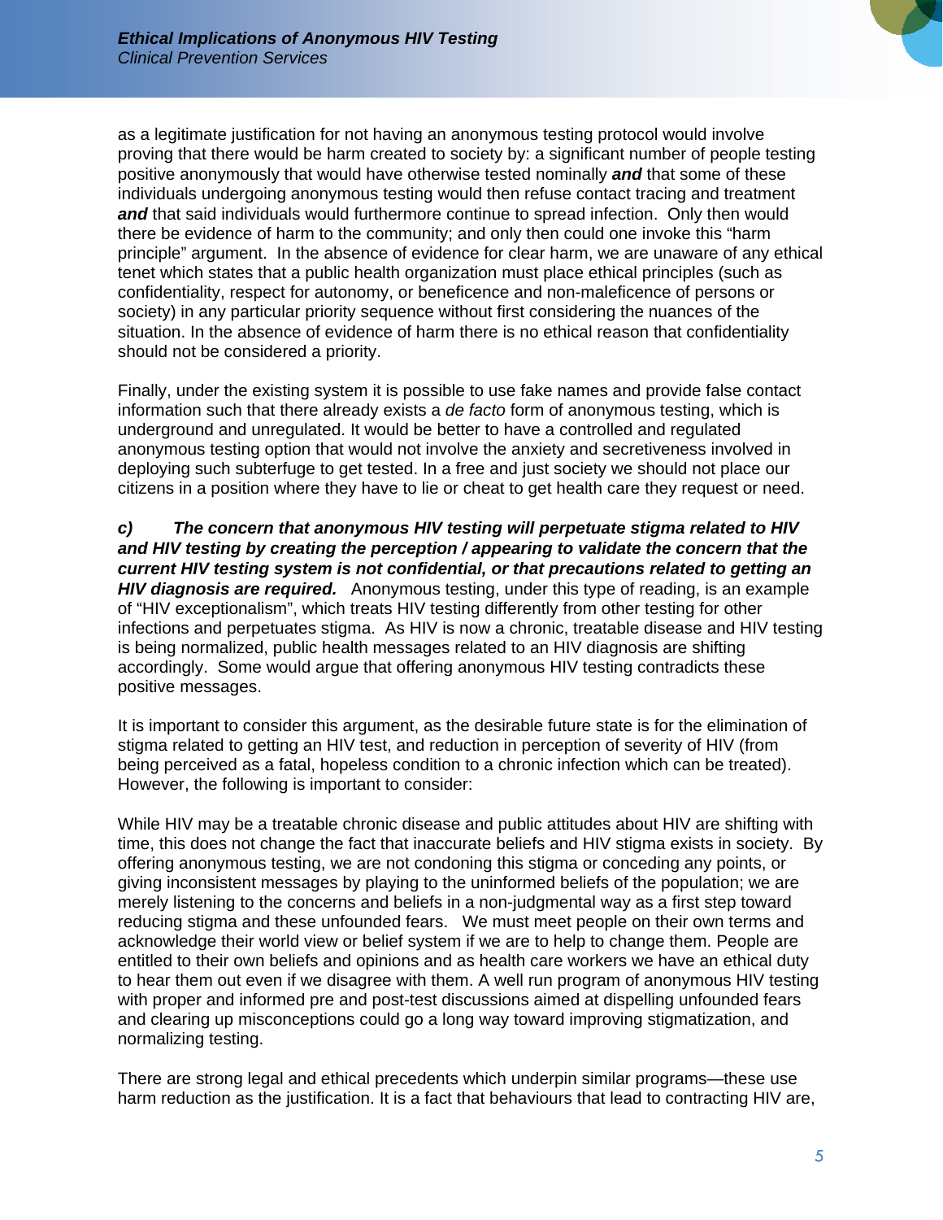as a legitimate justification for not having an anonymous testing protocol would involve proving that there would be harm created to society by: a significant number of people testing positive anonymously that would have otherwise tested nominally ***and*** that some of these individuals undergoing anonymous testing would then refuse contact tracing and treatment ***and*** that said individuals would furthermore continue to spread infection. Only then would there be evidence of harm to the community; and only then could one invoke this "harm principle" argument. In the absence of evidence for clear harm, we are unaware of any ethical tenet which states that a public health organization must place ethical principles (such as confidentiality, respect for autonomy, or beneficence and non-maleficence of persons or society) in any particular priority sequence without first considering the nuances of the situation. In the absence of evidence of harm there is no ethical reason that confidentiality should not be considered a priority.

Finally, under the existing system it is possible to use fake names and provide false contact information such that there already exists a *de facto* form of anonymous testing, which is underground and unregulated. It would be better to have a controlled and regulated anonymous testing option that would not involve the anxiety and secretiveness involved in deploying such subterfuge to get tested. In a free and just society we should not place our citizens in a position where they have to lie or cheat to get health care they request or need.

***c) The concern that anonymous HIV testing will perpetuate stigma related to HIV and HIV testing by creating the perception / appearing to validate the concern that the current HIV testing system is not confidential, or that precautions related to getting an HIV diagnosis are required.*** Anonymous testing, under this type of reading, is an example of "HIV exceptionalism", which treats HIV testing differently from other testing for other infections and perpetuates stigma. As HIV is now a chronic, treatable disease and HIV testing is being normalized, public health messages related to an HIV diagnosis are shifting accordingly. Some would argue that offering anonymous HIV testing contradicts these positive messages.

It is important to consider this argument, as the desirable future state is for the elimination of stigma related to getting an HIV test, and reduction in perception of severity of HIV (from being perceived as a fatal, hopeless condition to a chronic infection which can be treated). However, the following is important to consider:

While HIV may be a treatable chronic disease and public attitudes about HIV are shifting with time, this does not change the fact that inaccurate beliefs and HIV stigma exists in society. By offering anonymous testing, we are not condoning this stigma or conceding any points, or giving inconsistent messages by playing to the uninformed beliefs of the population; we are merely listening to the concerns and beliefs in a non-judgmental way as a first step toward reducing stigma and these unfounded fears. We must meet people on their own terms and acknowledge their world view or belief system if we are to help to change them. People are entitled to their own beliefs and opinions and as health care workers we have an ethical duty to hear them out even if we disagree with them. A well run program of anonymous HIV testing with proper and informed pre and post-test discussions aimed at dispelling unfounded fears and clearing up misconceptions could go a long way toward improving stigmatization, and normalizing testing.

There are strong legal and ethical precedents which underpin similar programs—these use harm reduction as the justification. It is a fact that behaviours that lead to contracting HIV are,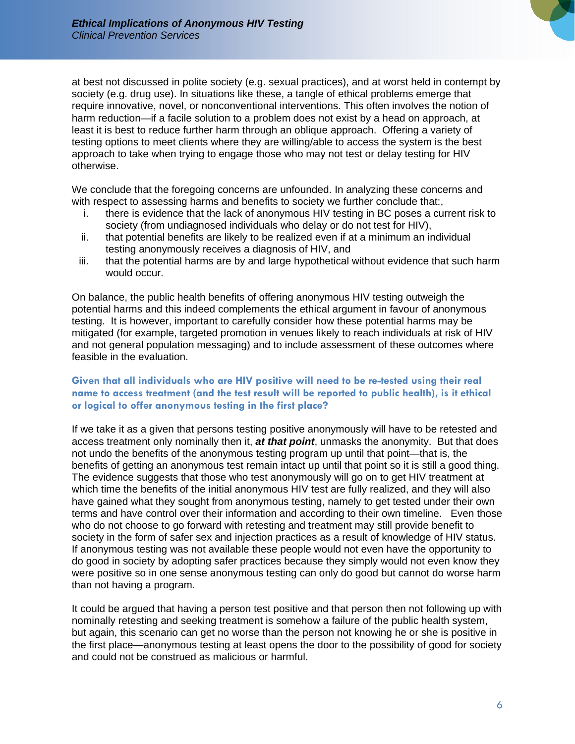at best not discussed in polite society (e.g. sexual practices), and at worst held in contempt by society (e.g. drug use). In situations like these, a tangle of ethical problems emerge that require innovative, novel, or nonconventional interventions. This often involves the notion of harm reduction—if a facile solution to a problem does not exist by a head on approach, at least it is best to reduce further harm through an oblique approach. Offering a variety of testing options to meet clients where they are willing/able to access the system is the best approach to take when trying to engage those who may not test or delay testing for HIV otherwise.

We conclude that the foregoing concerns are unfounded. In analyzing these concerns and with respect to assessing harms and benefits to society we further conclude that:,

i. there is evidence that the lack of anonymous HIV testing in BC poses a current risk to society (from undiagnosed individuals who delay or do not test for HIV),
ii. that potential benefits are likely to be realized even if at a minimum an individual testing anonymously receives a diagnosis of HIV, and
iii. that the potential harms are by and large hypothetical without evidence that such harm would occur.

On balance, the public health benefits of offering anonymous HIV testing outweigh the potential harms and this indeed complements the ethical argument in favour of anonymous testing. It is however, important to carefully consider how these potential harms may be mitigated (for example, targeted promotion in venues likely to reach individuals at risk of HIV and not general population messaging) and to include assessment of these outcomes where feasible in the evaluation.

### Given that all individuals who are HIV positive will need to be re-tested using their real name to access treatment (and the test result will be reported to public health), is it ethical or logical to offer anonymous testing in the first place?

If we take it as a given that persons testing positive anonymously will have to be retested and access treatment only nominally then it, ***at that point***, unmasks the anonymity. But that does not undo the benefits of the anonymous testing program up until that point—that is, the benefits of getting an anonymous test remain intact up until that point so it is still a good thing. The evidence suggests that those who test anonymously will go on to get HIV treatment at which time the benefits of the initial anonymous HIV test are fully realized, and they will also have gained what they sought from anonymous testing, namely to get tested under their own terms and have control over their information and according to their own timeline. Even those who do not choose to go forward with retesting and treatment may still provide benefit to society in the form of safer sex and injection practices as a result of knowledge of HIV status. If anonymous testing was not available these people would not even have the opportunity to do good in society by adopting safer practices because they simply would not even know they were positive so in one sense anonymous testing can only do good but cannot do worse harm than not having a program.

It could be argued that having a person test positive and that person then not following up with nominally retesting and seeking treatment is somehow a failure of the public health system, but again, this scenario can get no worse than the person not knowing he or she is positive in the first place—anonymous testing at least opens the door to the possibility of good for society and could not be construed as malicious or harmful.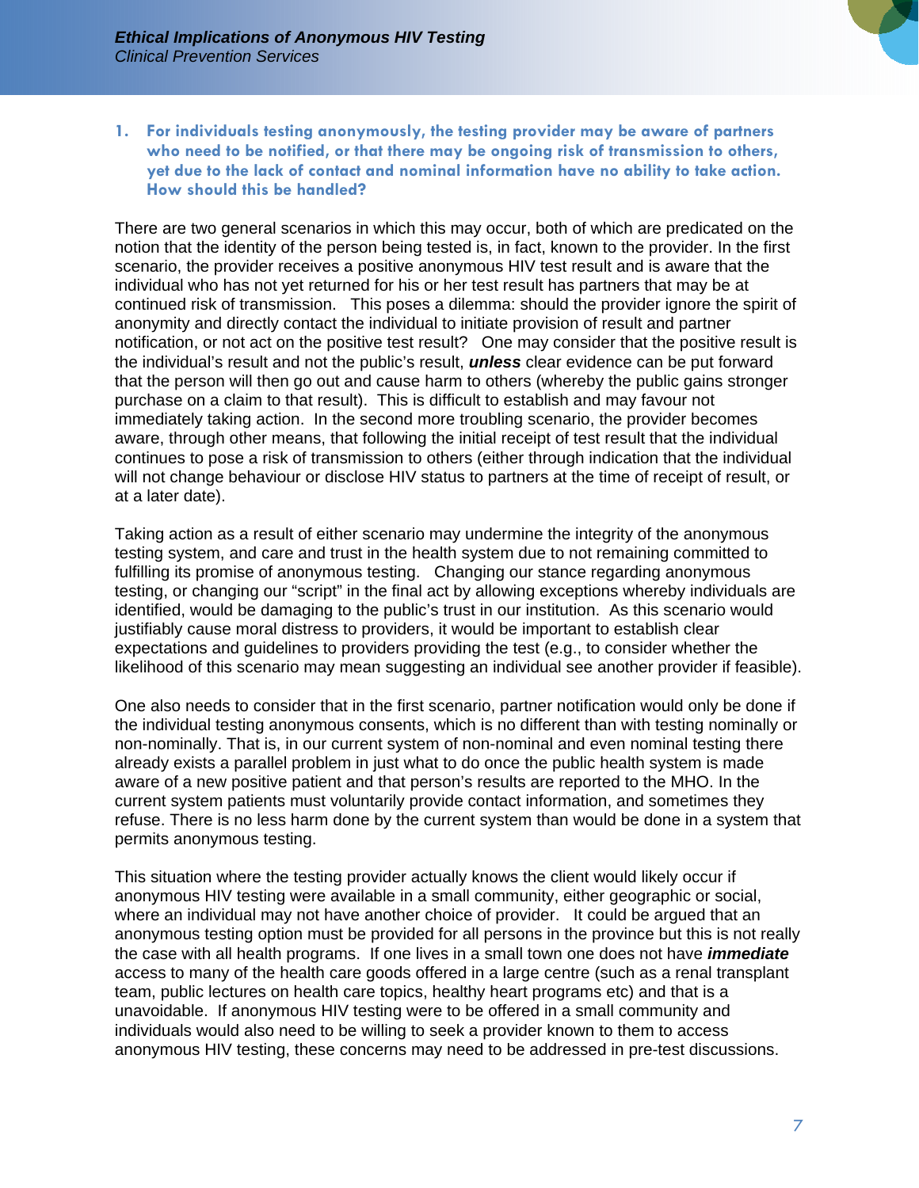1. **For individuals testing anonymously, the testing provider may be aware of partners who need to be notified, or that there may be ongoing risk of transmission to others, yet due to the lack of contact and nominal information have no ability to take action. How should this be handled?**

There are two general scenarios in which this may occur, both of which are predicated on the notion that the identity of the person being tested is, in fact, known to the provider. In the first scenario, the provider receives a positive anonymous HIV test result and is aware that the individual who has not yet returned for his or her test result has partners that may be at continued risk of transmission. This poses a dilemma: should the provider ignore the spirit of anonymity and directly contact the individual to initiate provision of result and partner notification, or not act on the positive test result? One may consider that the positive result is the individual's result and not the public's result, ***unless*** clear evidence can be put forward that the person will then go out and cause harm to others (whereby the public gains stronger purchase on a claim to that result). This is difficult to establish and may favour not immediately taking action. In the second more troubling scenario, the provider becomes aware, through other means, that following the initial receipt of test result that the individual continues to pose a risk of transmission to others (either through indication that the individual will not change behaviour or disclose HIV status to partners at the time of receipt of result, or at a later date).

Taking action as a result of either scenario may undermine the integrity of the anonymous testing system, and care and trust in the health system due to not remaining committed to fulfilling its promise of anonymous testing. Changing our stance regarding anonymous testing, or changing our "script" in the final act by allowing exceptions whereby individuals are identified, would be damaging to the public's trust in our institution. As this scenario would justifiably cause moral distress to providers, it would be important to establish clear expectations and guidelines to providers providing the test (e.g., to consider whether the likelihood of this scenario may mean suggesting an individual see another provider if feasible).

One also needs to consider that in the first scenario, partner notification would only be done if the individual testing anonymous consents, which is no different than with testing nominally or non-nominally. That is, in our current system of non-nominal and even nominal testing there already exists a parallel problem in just what to do once the public health system is made aware of a new positive patient and that person's results are reported to the MHO. In the current system patients must voluntarily provide contact information, and sometimes they refuse. There is no less harm done by the current system than would be done in a system that permits anonymous testing.

This situation where the testing provider actually knows the client would likely occur if anonymous HIV testing were available in a small community, either geographic or social, where an individual may not have another choice of provider. It could be argued that an anonymous testing option must be provided for all persons in the province but this is not really the case with all health programs. If one lives in a small town one does not have ***immediate*** access to many of the health care goods offered in a large centre (such as a renal transplant team, public lectures on health care topics, healthy heart programs etc) and that is a unavoidable. If anonymous HIV testing were to be offered in a small community and individuals would also need to be willing to seek a provider known to them to access anonymous HIV testing, these concerns may need to be addressed in pre-test discussions.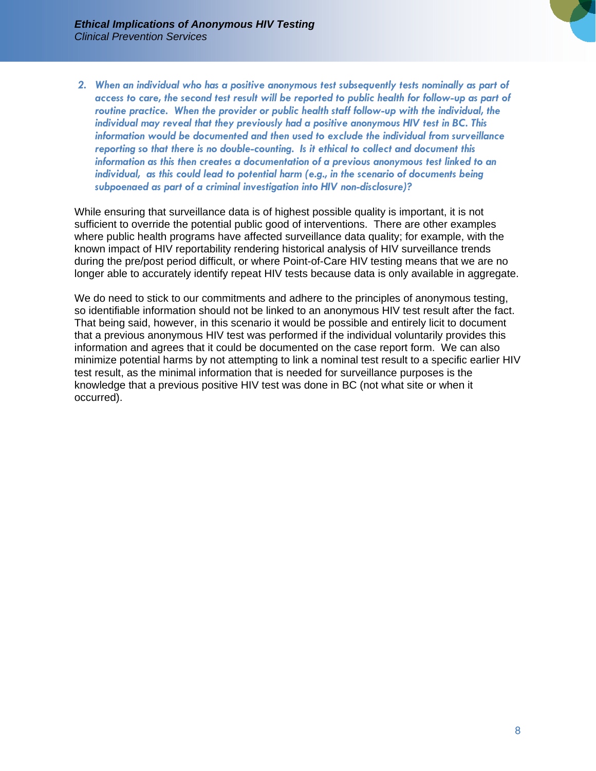2. *When an individual who has a positive anonymous test subsequently tests nominally as part of access to care, the second test result will be reported to public health for follow-up as part of routine practice. When the provider or public health staff follow-up with the individual, the individual may reveal that they previously had a positive anonymous HIV test in BC. This information would be documented and then used to exclude the individual from surveillance reporting so that there is no double-counting. Is it ethical to collect and document this information as this then creates a documentation of a previous anonymous test linked to an individual, as this could lead to potential harm (e.g., in the scenario of documents being subpoenaed as part of a criminal investigation into HIV non-disclosure)?*

While ensuring that surveillance data is of highest possible quality is important, it is not sufficient to override the potential public good of interventions. There are other examples where public health programs have affected surveillance data quality; for example, with the known impact of HIV reportability rendering historical analysis of HIV surveillance trends during the pre/post period difficult, or where Point-of-Care HIV testing means that we are no longer able to accurately identify repeat HIV tests because data is only available in aggregate.

We do need to stick to our commitments and adhere to the principles of anonymous testing, so identifiable information should not be linked to an anonymous HIV test result after the fact. That being said, however, in this scenario it would be possible and entirely licit to document that a previous anonymous HIV test was performed if the individual voluntarily provides this information and agrees that it could be documented on the case report form. We can also minimize potential harms by not attempting to link a nominal test result to a specific earlier HIV test result, as the minimal information that is needed for surveillance purposes is the knowledge that a previous positive HIV test was done in BC (not what site or when it occurred).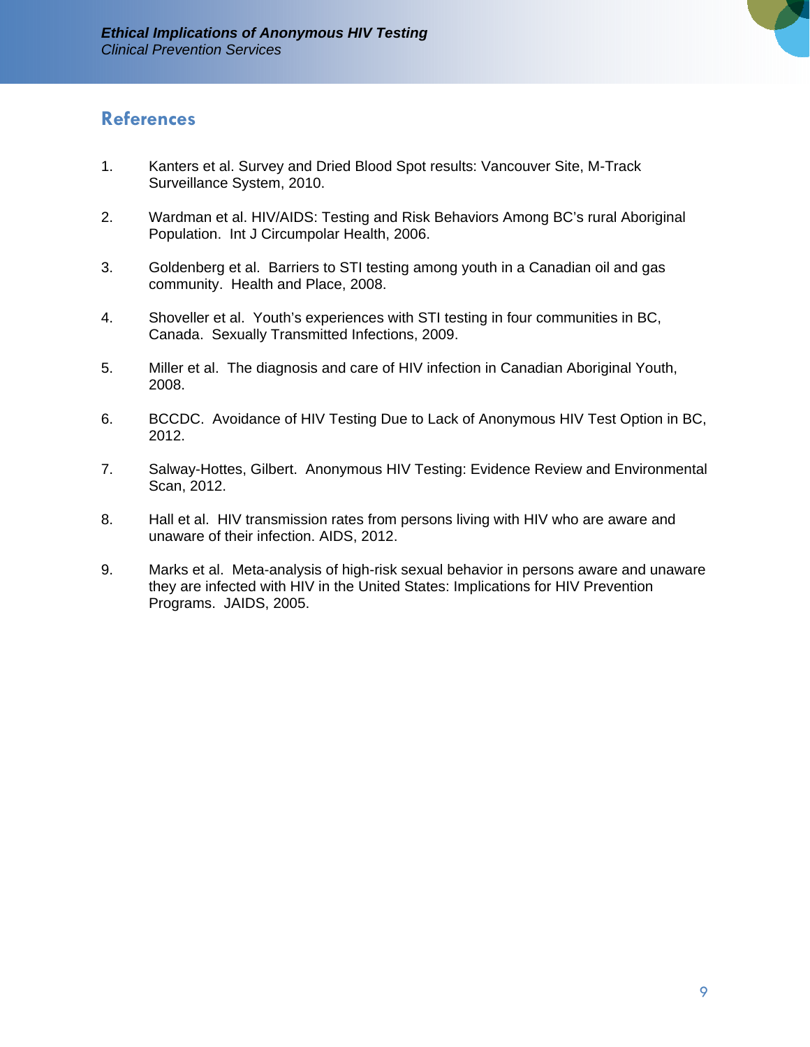## References

1. Kanters et al. Survey and Dried Blood Spot results: Vancouver Site, M-Track Surveillance System, 2010.

2. Wardman et al. HIV/AIDS: Testing and Risk Behaviors Among BC's rural Aboriginal Population. Int J Circumpolar Health, 2006.

3. Goldenberg et al. Barriers to STI testing among youth in a Canadian oil and gas community. Health and Place, 2008.

4. Shoveller et al. Youth's experiences with STI testing in four communities in BC, Canada. Sexually Transmitted Infections, 2009.

5. Miller et al. The diagnosis and care of HIV infection in Canadian Aboriginal Youth, 2008.

6. BCCDC. Avoidance of HIV Testing Due to Lack of Anonymous HIV Test Option in BC, 2012.

7. Salway-Hottes, Gilbert. Anonymous HIV Testing: Evidence Review and Environmental Scan, 2012.

8. Hall et al. HIV transmission rates from persons living with HIV who are aware and unaware of their infection. AIDS, 2012.

9. Marks et al. Meta-analysis of high-risk sexual behavior in persons aware and unaware they are infected with HIV in the United States: Implications for HIV Prevention Programs. JAIDS, 2005.